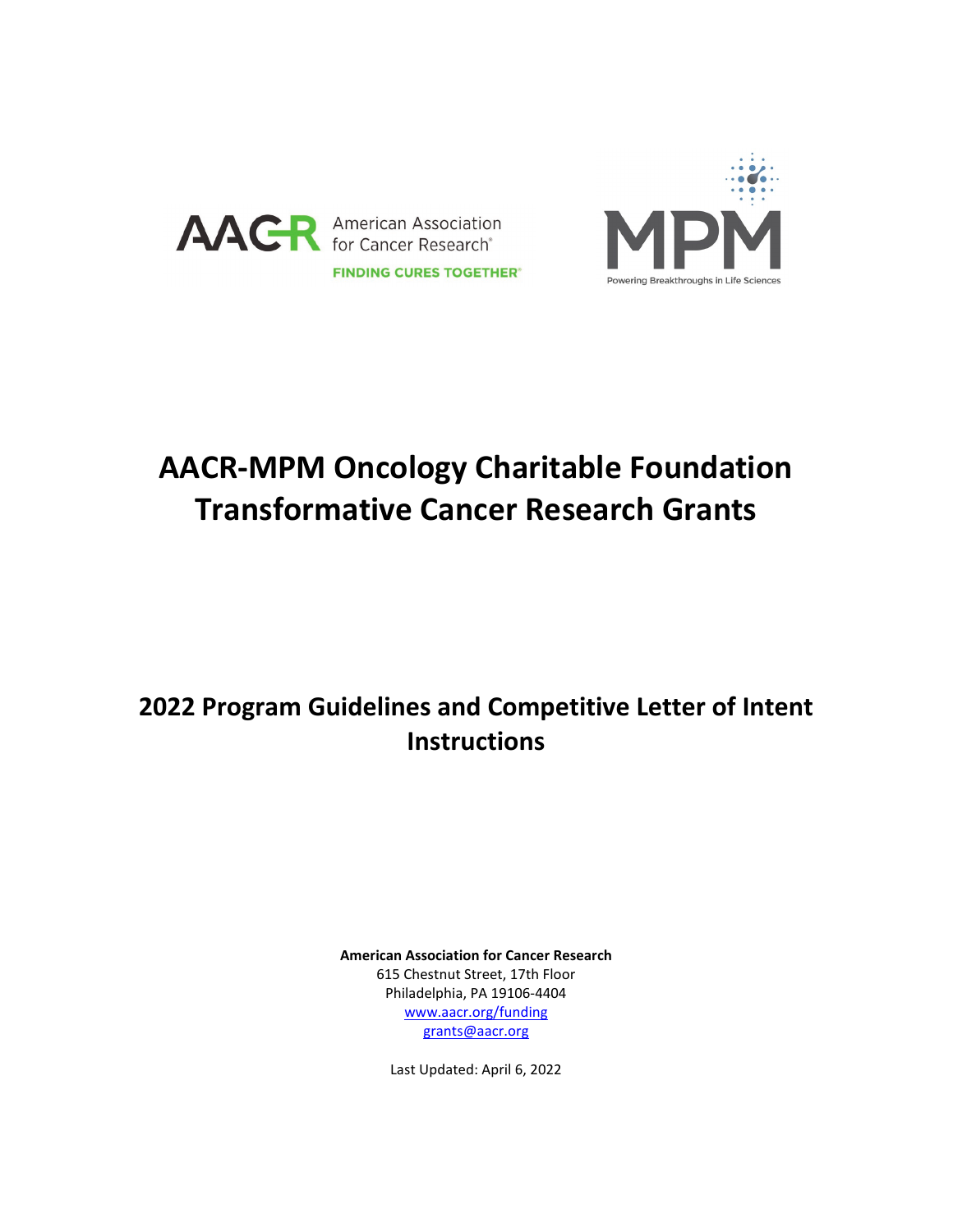AACR American Association for Cancer Research® FINDING CURES TOGETHER®

MPM Powering Breakthroughs in Life Sciences

# AACR-MPM Oncology Charitable Foundation Transformative Cancer Research Grants

## 2022 Program Guidelines and Competitive Letter of Intent Instructions

**American Association for Cancer Research**
615 Chestnut Street, 17th Floor
Philadelphia, PA 19106-4404
www.aacr.org/funding
grants@aacr.org

Last Updated: April 6, 2022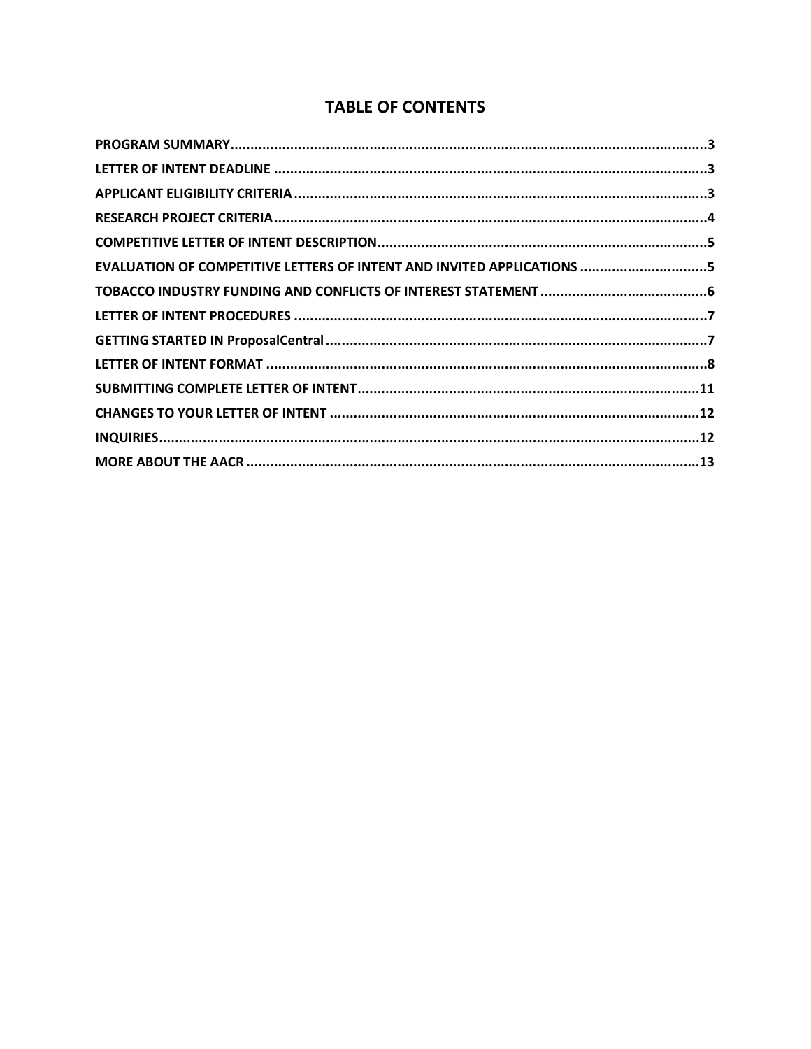# TABLE OF CONTENTS

| Section | Page |
|---|---|
| **PROGRAM SUMMARY** | **3** |
| **LETTER OF INTENT DEADLINE** | **3** |
| **APPLICANT ELIGIBILITY CRITERIA** | **3** |
| **RESEARCH PROJECT CRITERIA** | **4** |
| **COMPETITIVE LETTER OF INTENT DESCRIPTION** | **5** |
| **EVALUATION OF COMPETITIVE LETTERS OF INTENT AND INVITED APPLICATIONS** | **5** |
| **TOBACCO INDUSTRY FUNDING AND CONFLICTS OF INTEREST STATEMENT** | **6** |
| **LETTER OF INTENT PROCEDURES** | **7** |
| **GETTING STARTED IN ProposalCentral** | **7** |
| **LETTER OF INTENT FORMAT** | **8** |
| **SUBMITTING COMPLETE LETTER OF INTENT** | **11** |
| **CHANGES TO YOUR LETTER OF INTENT** | **12** |
| **INQUIRIES** | **12** |
| **MORE ABOUT THE AACR** | **13** |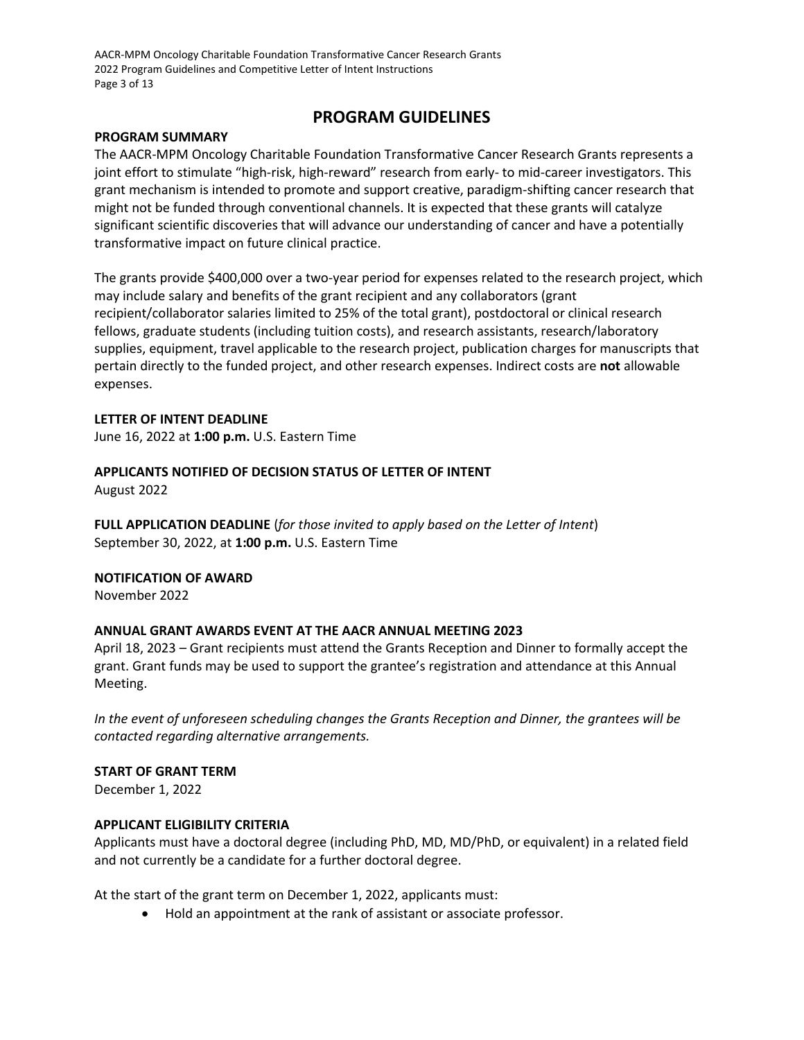# PROGRAM GUIDELINES

## PROGRAM SUMMARY

The AACR-MPM Oncology Charitable Foundation Transformative Cancer Research Grants represents a joint effort to stimulate "high-risk, high-reward" research from early- to mid-career investigators. This grant mechanism is intended to promote and support creative, paradigm-shifting cancer research that might not be funded through conventional channels. It is expected that these grants will catalyze significant scientific discoveries that will advance our understanding of cancer and have a potentially transformative impact on future clinical practice.

The grants provide $400,000 over a two-year period for expenses related to the research project, which may include salary and benefits of the grant recipient and any collaborators (grant recipient/collaborator salaries limited to 25% of the total grant), postdoctoral or clinical research fellows, graduate students (including tuition costs), and research assistants, research/laboratory supplies, equipment, travel applicable to the research project, publication charges for manuscripts that pertain directly to the funded project, and other research expenses. Indirect costs are **not** allowable expenses.

## LETTER OF INTENT DEADLINE

June 16, 2022 at **1:00 p.m.** U.S. Eastern Time

## APPLICANTS NOTIFIED OF DECISION STATUS OF LETTER OF INTENT

August 2022

## FULL APPLICATION DEADLINE (*for those invited to apply based on the Letter of Intent*)

September 30, 2022, at **1:00 p.m.** U.S. Eastern Time

## NOTIFICATION OF AWARD

November 2022

## ANNUAL GRANT AWARDS EVENT AT THE AACR ANNUAL MEETING 2023

April 18, 2023 – Grant recipients must attend the Grants Reception and Dinner to formally accept the grant. Grant funds may be used to support the grantee's registration and attendance at this Annual Meeting.

*In the event of unforeseen scheduling changes the Grants Reception and Dinner, the grantees will be contacted regarding alternative arrangements.*

## START OF GRANT TERM

December 1, 2022

## APPLICANT ELIGIBILITY CRITERIA

Applicants must have a doctoral degree (including PhD, MD, MD/PhD, or equivalent) in a related field and not currently be a candidate for a further doctoral degree.

At the start of the grant term on December 1, 2022, applicants must:

- Hold an appointment at the rank of assistant or associate professor.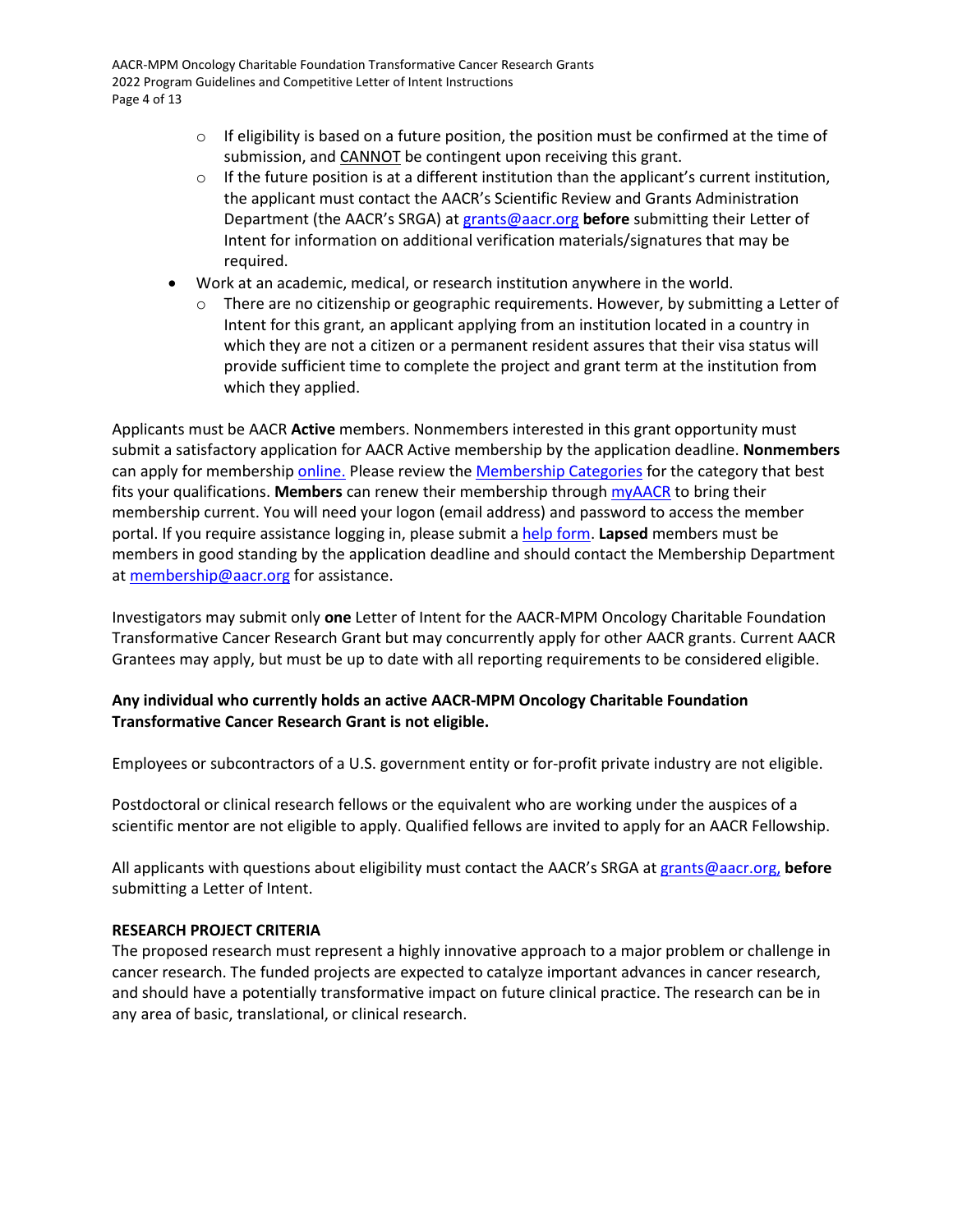- If eligibility is based on a future position, the position must be confirmed at the time of submission, and CANNOT be contingent upon receiving this grant.
  - If the future position is at a different institution than the applicant's current institution, the applicant must contact the AACR's Scientific Review and Grants Administration Department (the AACR's SRGA) at grants@aacr.org **before** submitting their Letter of Intent for information on additional verification materials/signatures that may be required.
- Work at an academic, medical, or research institution anywhere in the world.
  - There are no citizenship or geographic requirements. However, by submitting a Letter of Intent for this grant, an applicant applying from an institution located in a country in which they are not a citizen or a permanent resident assures that their visa status will provide sufficient time to complete the project and grant term at the institution from which they applied.

Applicants must be AACR **Active** members. Nonmembers interested in this grant opportunity must submit a satisfactory application for AACR Active membership by the application deadline. **Nonmembers** can apply for membership online. Please review the Membership Categories for the category that best fits your qualifications. **Members** can renew their membership through myAACR to bring their membership current. You will need your logon (email address) and password to access the member portal. If you require assistance logging in, please submit a help form. **Lapsed** members must be members in good standing by the application deadline and should contact the Membership Department at membership@aacr.org for assistance.

Investigators may submit only **one** Letter of Intent for the AACR-MPM Oncology Charitable Foundation Transformative Cancer Research Grant but may concurrently apply for other AACR grants. Current AACR Grantees may apply, but must be up to date with all reporting requirements to be considered eligible.

**Any individual who currently holds an active AACR-MPM Oncology Charitable Foundation Transformative Cancer Research Grant is not eligible.**

Employees or subcontractors of a U.S. government entity or for-profit private industry are not eligible.

Postdoctoral or clinical research fellows or the equivalent who are working under the auspices of a scientific mentor are not eligible to apply. Qualified fellows are invited to apply for an AACR Fellowship.

All applicants with questions about eligibility must contact the AACR's SRGA at grants@aacr.org, **before** submitting a Letter of Intent.

**RESEARCH PROJECT CRITERIA**

The proposed research must represent a highly innovative approach to a major problem or challenge in cancer research. The funded projects are expected to catalyze important advances in cancer research, and should have a potentially transformative impact on future clinical practice. The research can be in any area of basic, translational, or clinical research.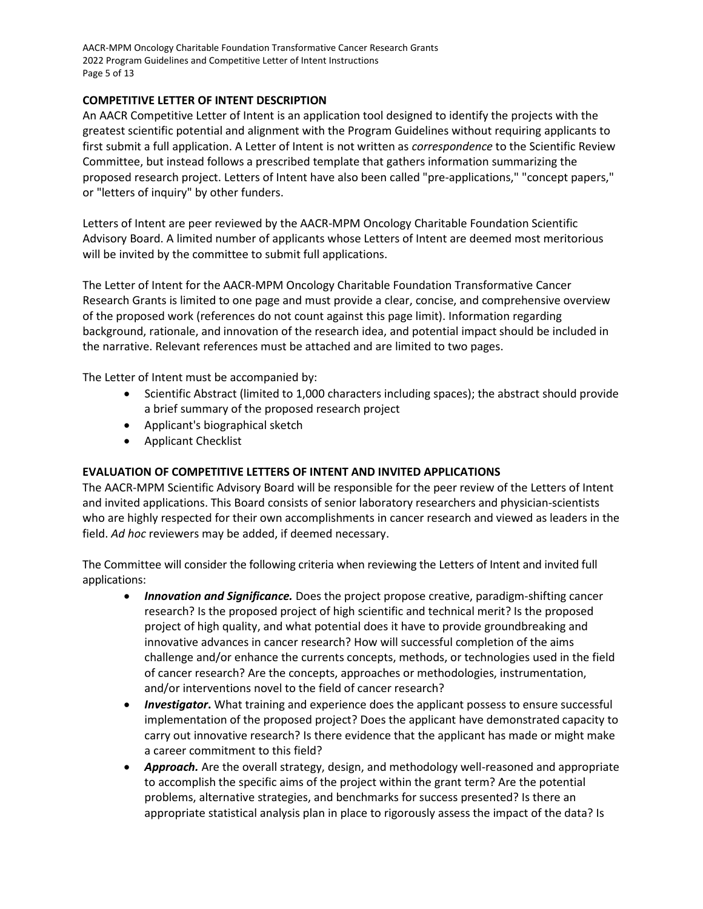## COMPETITIVE LETTER OF INTENT DESCRIPTION

An AACR Competitive Letter of Intent is an application tool designed to identify the projects with the greatest scientific potential and alignment with the Program Guidelines without requiring applicants to first submit a full application. A Letter of Intent is not written as *correspondence* to the Scientific Review Committee, but instead follows a prescribed template that gathers information summarizing the proposed research project. Letters of Intent have also been called "pre-applications," "concept papers," or "letters of inquiry" by other funders.

Letters of Intent are peer reviewed by the AACR-MPM Oncology Charitable Foundation Scientific Advisory Board. A limited number of applicants whose Letters of Intent are deemed most meritorious will be invited by the committee to submit full applications.

The Letter of Intent for the AACR-MPM Oncology Charitable Foundation Transformative Cancer Research Grants is limited to one page and must provide a clear, concise, and comprehensive overview of the proposed work (references do not count against this page limit). Information regarding background, rationale, and innovation of the research idea, and potential impact should be included in the narrative. Relevant references must be attached and are limited to two pages.

The Letter of Intent must be accompanied by:

- Scientific Abstract (limited to 1,000 characters including spaces); the abstract should provide a brief summary of the proposed research project
- Applicant's biographical sketch
- Applicant Checklist

## EVALUATION OF COMPETITIVE LETTERS OF INTENT AND INVITED APPLICATIONS

The AACR-MPM Scientific Advisory Board will be responsible for the peer review of the Letters of Intent and invited applications. This Board consists of senior laboratory researchers and physician-scientists who are highly respected for their own accomplishments in cancer research and viewed as leaders in the field. *Ad hoc* reviewers may be added, if deemed necessary.

The Committee will consider the following criteria when reviewing the Letters of Intent and invited full applications:

- ***Innovation and Significance.*** Does the project propose creative, paradigm-shifting cancer research? Is the proposed project of high scientific and technical merit? Is the proposed project of high quality, and what potential does it have to provide groundbreaking and innovative advances in cancer research? How will successful completion of the aims challenge and/or enhance the currents concepts, methods, or technologies used in the field of cancer research? Are the concepts, approaches or methodologies, instrumentation, and/or interventions novel to the field of cancer research?
- ***Investigator*.** What training and experience does the applicant possess to ensure successful implementation of the proposed project? Does the applicant have demonstrated capacity to carry out innovative research? Is there evidence that the applicant has made or might make a career commitment to this field?
- ***Approach.*** Are the overall strategy, design, and methodology well-reasoned and appropriate to accomplish the specific aims of the project within the grant term? Are the potential problems, alternative strategies, and benchmarks for success presented? Is there an appropriate statistical analysis plan in place to rigorously assess the impact of the data? Is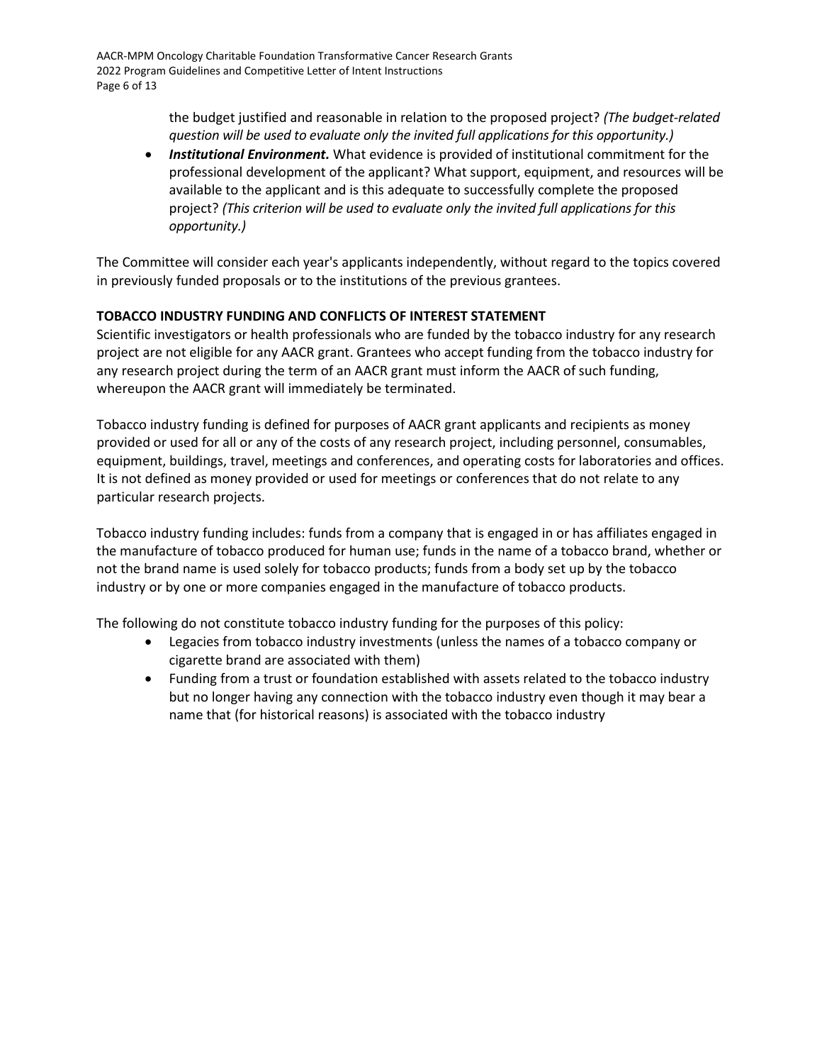the budget justified and reasonable in relation to the proposed project? *(The budget-related question will be used to evaluate only the invited full applications for this opportunity.)*

- ***Institutional Environment.*** What evidence is provided of institutional commitment for the professional development of the applicant? What support, equipment, and resources will be available to the applicant and is this adequate to successfully complete the proposed project? *(This criterion will be used to evaluate only the invited full applications for this opportunity.)*

The Committee will consider each year's applicants independently, without regard to the topics covered in previously funded proposals or to the institutions of the previous grantees.

**TOBACCO INDUSTRY FUNDING AND CONFLICTS OF INTEREST STATEMENT**

Scientific investigators or health professionals who are funded by the tobacco industry for any research project are not eligible for any AACR grant. Grantees who accept funding from the tobacco industry for any research project during the term of an AACR grant must inform the AACR of such funding, whereupon the AACR grant will immediately be terminated.

Tobacco industry funding is defined for purposes of AACR grant applicants and recipients as money provided or used for all or any of the costs of any research project, including personnel, consumables, equipment, buildings, travel, meetings and conferences, and operating costs for laboratories and offices. It is not defined as money provided or used for meetings or conferences that do not relate to any particular research projects.

Tobacco industry funding includes: funds from a company that is engaged in or has affiliates engaged in the manufacture of tobacco produced for human use; funds in the name of a tobacco brand, whether or not the brand name is used solely for tobacco products; funds from a body set up by the tobacco industry or by one or more companies engaged in the manufacture of tobacco products.

The following do not constitute tobacco industry funding for the purposes of this policy:

- Legacies from tobacco industry investments (unless the names of a tobacco company or cigarette brand are associated with them)
- Funding from a trust or foundation established with assets related to the tobacco industry but no longer having any connection with the tobacco industry even though it may bear a name that (for historical reasons) is associated with the tobacco industry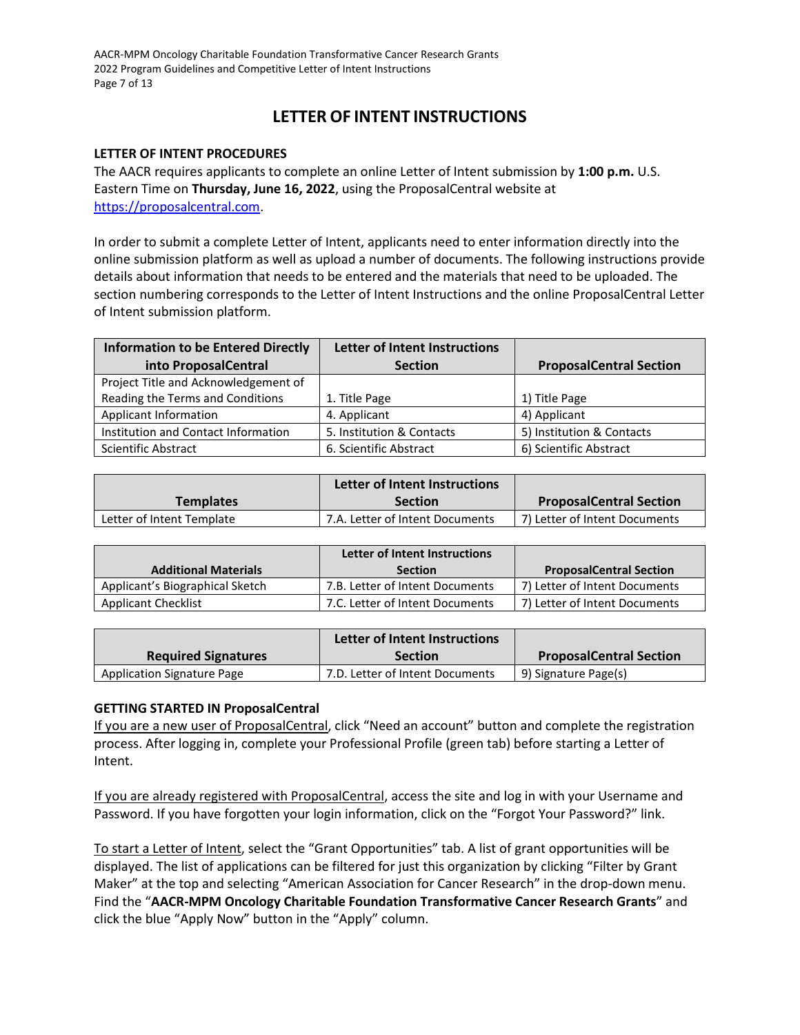# LETTER OF INTENT INSTRUCTIONS

**LETTER OF INTENT PROCEDURES**

The AACR requires applicants to complete an online Letter of Intent submission by **1:00 p.m.** U.S. Eastern Time on **Thursday, June 16, 2022**, using the ProposalCentral website at https://proposalcentral.com.

In order to submit a complete Letter of Intent, applicants need to enter information directly into the online submission platform as well as upload a number of documents. The following instructions provide details about information that needs to be entered and the materials that need to be uploaded. The section numbering corresponds to the Letter of Intent Instructions and the online ProposalCentral Letter of Intent submission platform.

| Information to be Entered Directly into ProposalCentral | Letter of Intent Instructions Section | ProposalCentral Section |
|---|---|---|
| Project Title and Acknowledgement of Reading the Terms and Conditions | 1. Title Page | 1) Title Page |
| Applicant Information | 4. Applicant | 4) Applicant |
| Institution and Contact Information | 5. Institution & Contacts | 5) Institution & Contacts |
| Scientific Abstract | 6. Scientific Abstract | 6) Scientific Abstract |

| Templates | Letter of Intent Instructions Section | ProposalCentral Section |
|---|---|---|
| Letter of Intent Template | 7.A. Letter of Intent Documents | 7) Letter of Intent Documents |

| Additional Materials | Letter of Intent Instructions Section | ProposalCentral Section |
|---|---|---|
| Applicant's Biographical Sketch | 7.B. Letter of Intent Documents | 7) Letter of Intent Documents |
| Applicant Checklist | 7.C. Letter of Intent Documents | 7) Letter of Intent Documents |

| Required Signatures | Letter of Intent Instructions Section | ProposalCentral Section |
|---|---|---|
| Application Signature Page | 7.D. Letter of Intent Documents | 9) Signature Page(s) |

**GETTING STARTED IN ProposalCentral**

If you are a new user of ProposalCentral, click "Need an account" button and complete the registration process. After logging in, complete your Professional Profile (green tab) before starting a Letter of Intent.

If you are already registered with ProposalCentral, access the site and log in with your Username and Password. If you have forgotten your login information, click on the "Forgot Your Password?" link.

To start a Letter of Intent, select the "Grant Opportunities" tab. A list of grant opportunities will be displayed. The list of applications can be filtered for just this organization by clicking "Filter by Grant Maker" at the top and selecting "American Association for Cancer Research" in the drop-down menu. Find the "**AACR-MPM Oncology Charitable Foundation Transformative Cancer Research Grants**" and click the blue "Apply Now" button in the "Apply" column.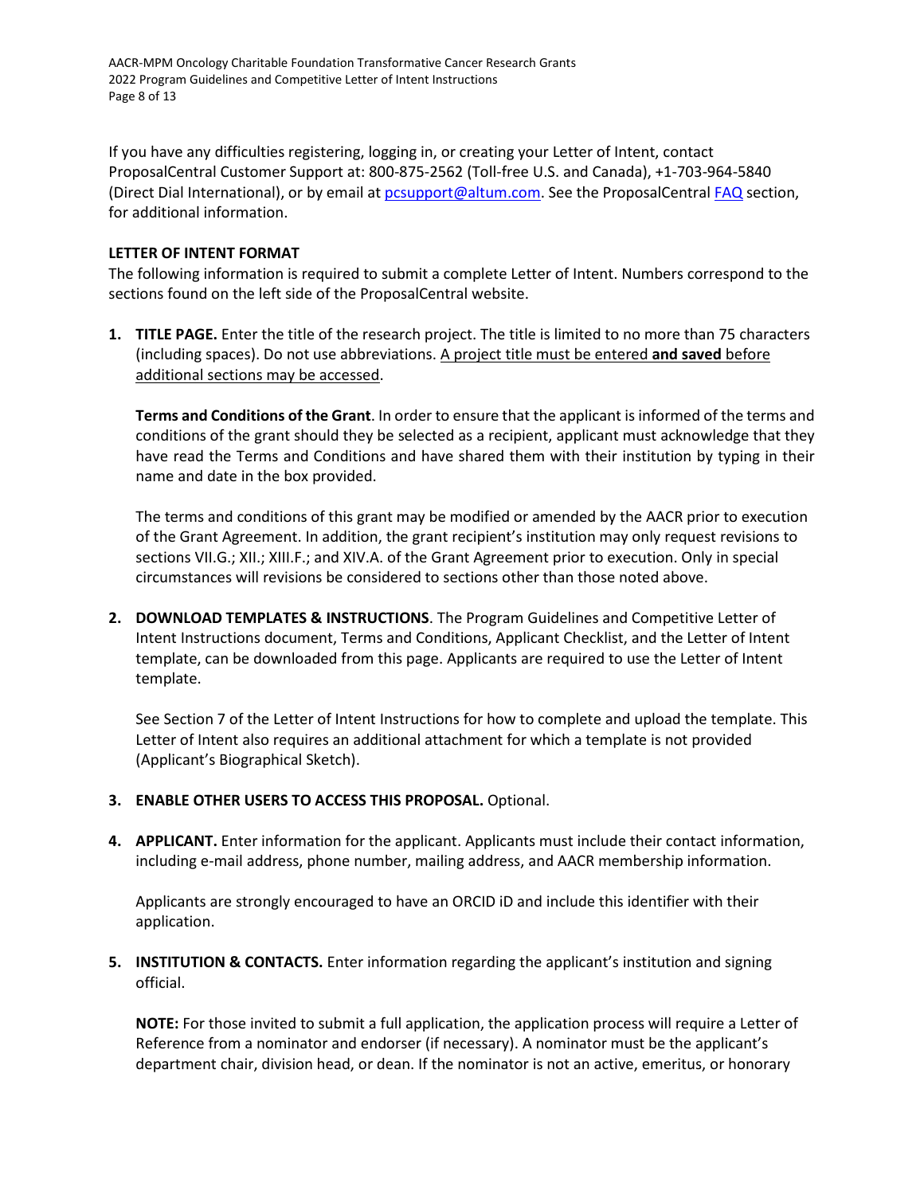If you have any difficulties registering, logging in, or creating your Letter of Intent, contact ProposalCentral Customer Support at: 800-875-2562 (Toll-free U.S. and Canada), +1-703-964-5840 (Direct Dial International), or by email at [pcsupport@altum.com](mailto:pcsupport@altum.com). See the ProposalCentral [FAQ](#) section, for additional information.

**LETTER OF INTENT FORMAT**

The following information is required to submit a complete Letter of Intent. Numbers correspond to the sections found on the left side of the ProposalCentral website.

1. **TITLE PAGE.** Enter the title of the research project. The title is limited to no more than 75 characters (including spaces). Do not use abbreviations. <u>A project title must be entered **and saved** before additional sections may be accessed</u>.

   **Terms and Conditions of the Grant**. In order to ensure that the applicant is informed of the terms and conditions of the grant should they be selected as a recipient, applicant must acknowledge that they have read the Terms and Conditions and have shared them with their institution by typing in their name and date in the box provided.

   The terms and conditions of this grant may be modified or amended by the AACR prior to execution of the Grant Agreement. In addition, the grant recipient's institution may only request revisions to sections VII.G.; XII.; XIII.F.; and XIV.A. of the Grant Agreement prior to execution. Only in special circumstances will revisions be considered to sections other than those noted above.

2. **DOWNLOAD TEMPLATES & INSTRUCTIONS**. The Program Guidelines and Competitive Letter of Intent Instructions document, Terms and Conditions, Applicant Checklist, and the Letter of Intent template, can be downloaded from this page. Applicants are required to use the Letter of Intent template.

   See Section 7 of the Letter of Intent Instructions for how to complete and upload the template. This Letter of Intent also requires an additional attachment for which a template is not provided (Applicant's Biographical Sketch).

3. **ENABLE OTHER USERS TO ACCESS THIS PROPOSAL.** Optional.

4. **APPLICANT.** Enter information for the applicant. Applicants must include their contact information, including e-mail address, phone number, mailing address, and AACR membership information.

   Applicants are strongly encouraged to have an ORCID iD and include this identifier with their application.

5. **INSTITUTION & CONTACTS.** Enter information regarding the applicant's institution and signing official.

   **NOTE:** For those invited to submit a full application, the application process will require a Letter of Reference from a nominator and endorser (if necessary). A nominator must be the applicant's department chair, division head, or dean. If the nominator is not an active, emeritus, or honorary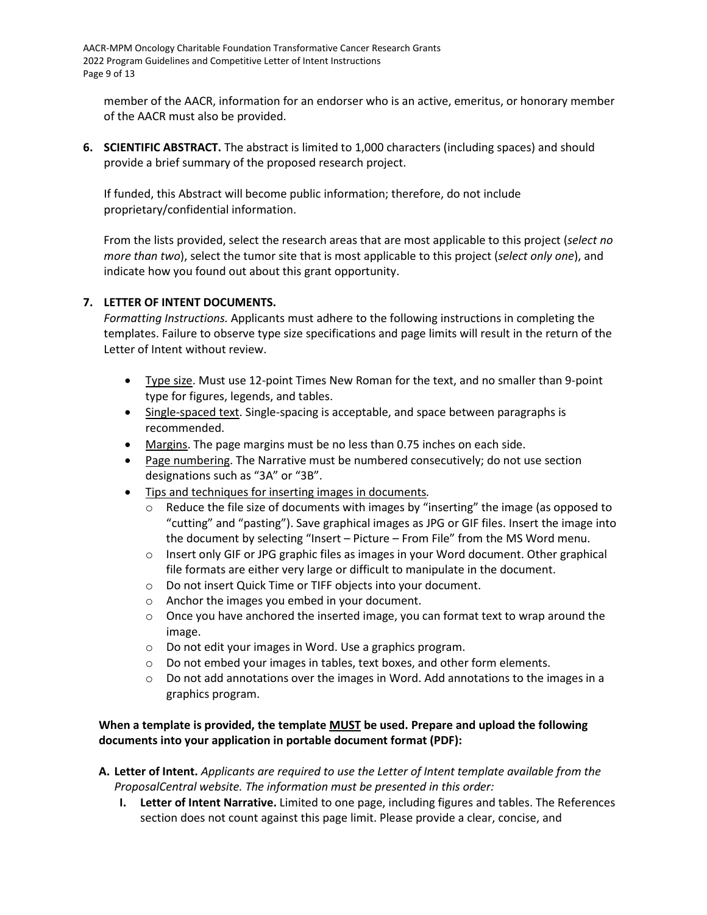member of the AACR, information for an endorser who is an active, emeritus, or honorary member of the AACR must also be provided.

6. **SCIENTIFIC ABSTRACT.** The abstract is limited to 1,000 characters (including spaces) and should provide a brief summary of the proposed research project.

   If funded, this Abstract will become public information; therefore, do not include proprietary/confidential information.

   From the lists provided, select the research areas that are most applicable to this project (*select no more than two*), select the tumor site that is most applicable to this project (*select only one*), and indicate how you found out about this grant opportunity.

7. **LETTER OF INTENT DOCUMENTS.**
   *Formatting Instructions.* Applicants must adhere to the following instructions in completing the templates. Failure to observe type size specifications and page limits will result in the return of the Letter of Intent without review.

   - Type size. Must use 12-point Times New Roman for the text, and no smaller than 9-point type for figures, legends, and tables.
   - Single-spaced text. Single-spacing is acceptable, and space between paragraphs is recommended.
   - Margins. The page margins must be no less than 0.75 inches on each side.
   - Page numbering. The Narrative must be numbered consecutively; do not use section designations such as "3A" or "3B".
   - Tips and techniques for inserting images in documents*.*
     - Reduce the file size of documents with images by "inserting" the image (as opposed to "cutting" and "pasting"). Save graphical images as JPG or GIF files. Insert the image into the document by selecting "Insert – Picture – From File" from the MS Word menu.
     - Insert only GIF or JPG graphic files as images in your Word document. Other graphical file formats are either very large or difficult to manipulate in the document.
     - Do not insert Quick Time or TIFF objects into your document.
     - Anchor the images you embed in your document.
     - Once you have anchored the inserted image, you can format text to wrap around the image.
     - Do not edit your images in Word. Use a graphics program.
     - Do not embed your images in tables, text boxes, and other form elements.
     - Do not add annotations over the images in Word. Add annotations to the images in a graphics program.

   **When a template is provided, the template MUST be used. Prepare and upload the following documents into your application in portable document format (PDF):**

   A. **Letter of Intent.** *Applicants are required to use the Letter of Intent template available from the ProposalCentral website. The information must be presented in this order:*
      I. **Letter of Intent Narrative.** Limited to one page, including figures and tables. The References section does not count against this page limit. Please provide a clear, concise, and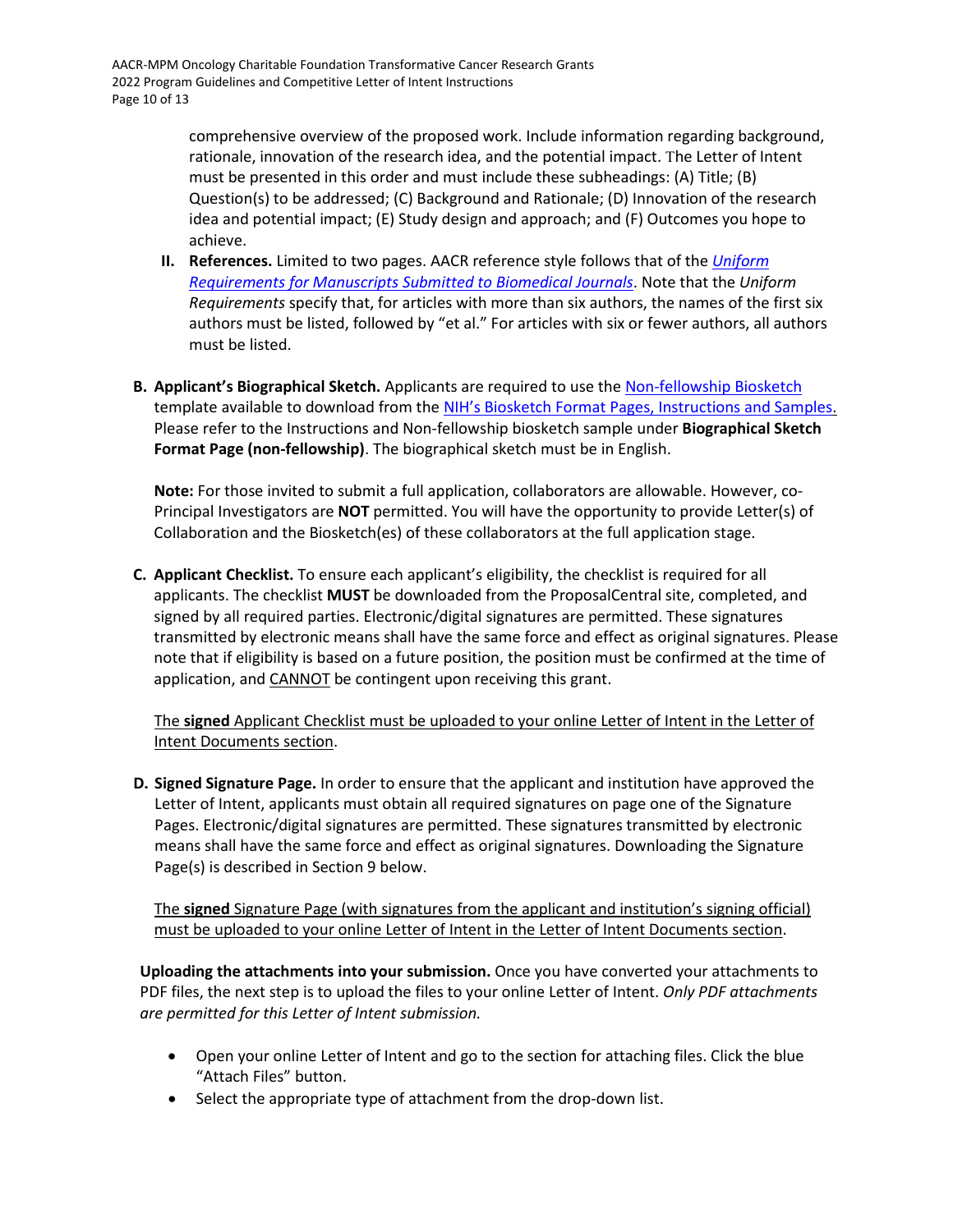comprehensive overview of the proposed work. Include information regarding background, rationale, innovation of the research idea, and the potential impact. The Letter of Intent must be presented in this order and must include these subheadings: (A) Title; (B) Question(s) to be addressed; (C) Background and Rationale; (D) Innovation of the research idea and potential impact; (E) Study design and approach; and (F) Outcomes you hope to achieve.

II. **References.** Limited to two pages. AACR reference style follows that of the *Uniform Requirements for Manuscripts Submitted to Biomedical Journals*. Note that the *Uniform Requirements* specify that, for articles with more than six authors, the names of the first six authors must be listed, followed by "et al." For articles with six or fewer authors, all authors must be listed.

**B. Applicant's Biographical Sketch.** Applicants are required to use the Non-fellowship Biosketch template available to download from the NIH's Biosketch Format Pages, Instructions and Samples. Please refer to the Instructions and Non-fellowship biosketch sample under **Biographical Sketch Format Page (non-fellowship)**. The biographical sketch must be in English.

**Note:** For those invited to submit a full application, collaborators are allowable. However, co-Principal Investigators are **NOT** permitted. You will have the opportunity to provide Letter(s) of Collaboration and the Biosketch(es) of these collaborators at the full application stage.

**C. Applicant Checklist.** To ensure each applicant's eligibility, the checklist is required for all applicants. The checklist **MUST** be downloaded from the ProposalCentral site, completed, and signed by all required parties. Electronic/digital signatures are permitted. These signatures transmitted by electronic means shall have the same force and effect as original signatures. Please note that if eligibility is based on a future position, the position must be confirmed at the time of application, and CANNOT be contingent upon receiving this grant.

The **signed** Applicant Checklist must be uploaded to your online Letter of Intent in the Letter of Intent Documents section.

**D. Signed Signature Page.** In order to ensure that the applicant and institution have approved the Letter of Intent, applicants must obtain all required signatures on page one of the Signature Pages. Electronic/digital signatures are permitted. These signatures transmitted by electronic means shall have the same force and effect as original signatures. Downloading the Signature Page(s) is described in Section 9 below.

The **signed** Signature Page (with signatures from the applicant and institution's signing official) must be uploaded to your online Letter of Intent in the Letter of Intent Documents section.

**Uploading the attachments into your submission.** Once you have converted your attachments to PDF files, the next step is to upload the files to your online Letter of Intent. *Only PDF attachments are permitted for this Letter of Intent submission.*

- Open your online Letter of Intent and go to the section for attaching files. Click the blue "Attach Files" button.
- Select the appropriate type of attachment from the drop-down list.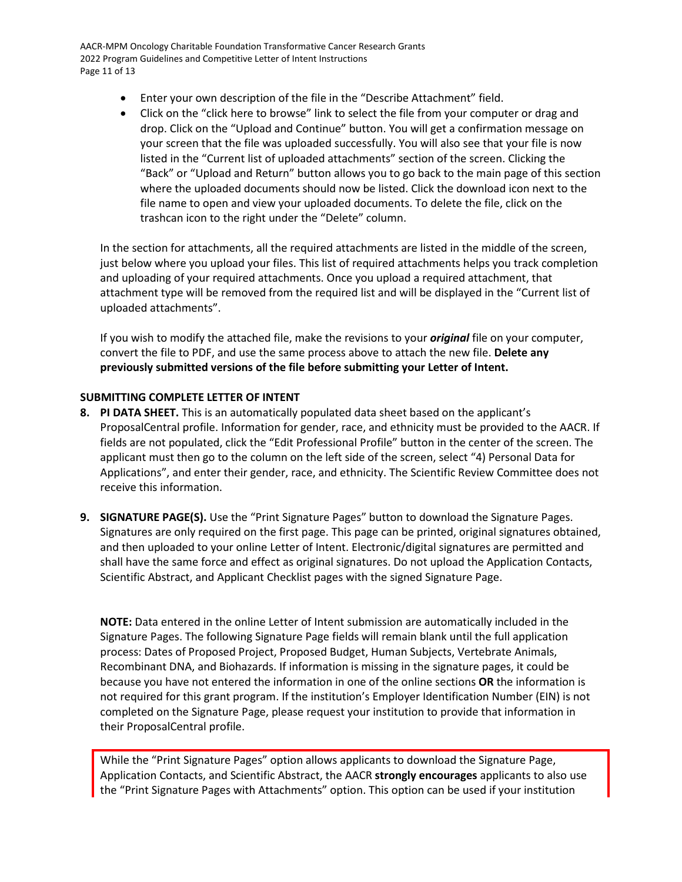- Enter your own description of the file in the "Describe Attachment" field.
- Click on the "click here to browse" link to select the file from your computer or drag and drop. Click on the "Upload and Continue" button. You will get a confirmation message on your screen that the file was uploaded successfully. You will also see that your file is now listed in the "Current list of uploaded attachments" section of the screen. Clicking the "Back" or "Upload and Return" button allows you to go back to the main page of this section where the uploaded documents should now be listed. Click the download icon next to the file name to open and view your uploaded documents. To delete the file, click on the trashcan icon to the right under the "Delete" column.

In the section for attachments, all the required attachments are listed in the middle of the screen, just below where you upload your files. This list of required attachments helps you track completion and uploading of your required attachments. Once you upload a required attachment, that attachment type will be removed from the required list and will be displayed in the "Current list of uploaded attachments".

If you wish to modify the attached file, make the revisions to your ***original*** file on your computer, convert the file to PDF, and use the same process above to attach the new file. **Delete any previously submitted versions of the file before submitting your Letter of Intent.**

## SUBMITTING COMPLETE LETTER OF INTENT

8. **PI DATA SHEET.** This is an automatically populated data sheet based on the applicant's ProposalCentral profile. Information for gender, race, and ethnicity must be provided to the AACR. If fields are not populated, click the "Edit Professional Profile" button in the center of the screen. The applicant must then go to the column on the left side of the screen, select "4) Personal Data for Applications", and enter their gender, race, and ethnicity. The Scientific Review Committee does not receive this information.

9. **SIGNATURE PAGE(S).** Use the "Print Signature Pages" button to download the Signature Pages. Signatures are only required on the first page. This page can be printed, original signatures obtained, and then uploaded to your online Letter of Intent. Electronic/digital signatures are permitted and shall have the same force and effect as original signatures. Do not upload the Application Contacts, Scientific Abstract, and Applicant Checklist pages with the signed Signature Page.

   **NOTE:** Data entered in the online Letter of Intent submission are automatically included in the Signature Pages. The following Signature Page fields will remain blank until the full application process: Dates of Proposed Project, Proposed Budget, Human Subjects, Vertebrate Animals, Recombinant DNA, and Biohazards. If information is missing in the signature pages, it could be because you have not entered the information in one of the online sections **OR** the information is not required for this grant program. If the institution's Employer Identification Number (EIN) is not completed on the Signature Page, please request your institution to provide that information in their ProposalCentral profile.

   While the "Print Signature Pages" option allows applicants to download the Signature Page, Application Contacts, and Scientific Abstract, the AACR **strongly encourages** applicants to also use the "Print Signature Pages with Attachments" option. This option can be used if your institution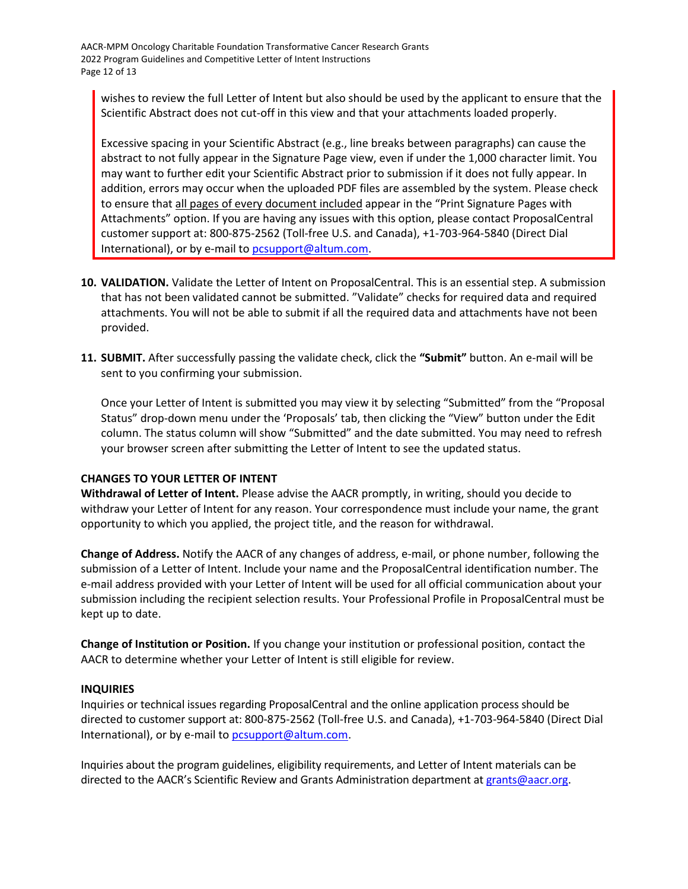wishes to review the full Letter of Intent but also should be used by the applicant to ensure that the Scientific Abstract does not cut-off in this view and that your attachments loaded properly.

Excessive spacing in your Scientific Abstract (e.g., line breaks between paragraphs) can cause the abstract to not fully appear in the Signature Page view, even if under the 1,000 character limit. You may want to further edit your Scientific Abstract prior to submission if it does not fully appear. In addition, errors may occur when the uploaded PDF files are assembled by the system. Please check to ensure that all pages of every document included appear in the "Print Signature Pages with Attachments" option. If you are having any issues with this option, please contact ProposalCentral customer support at: 800-875-2562 (Toll-free U.S. and Canada), +1-703-964-5840 (Direct Dial International), or by e-mail to pcsupport@altum.com.

10. **VALIDATION.** Validate the Letter of Intent on ProposalCentral. This is an essential step. A submission that has not been validated cannot be submitted. "Validate" checks for required data and required attachments. You will not be able to submit if all the required data and attachments have not been provided.

11. **SUBMIT.** After successfully passing the validate check, click the **"Submit"** button. An e-mail will be sent to you confirming your submission.

    Once your Letter of Intent is submitted you may view it by selecting "Submitted" from the "Proposal Status" drop-down menu under the 'Proposals' tab, then clicking the "View" button under the Edit column. The status column will show "Submitted" and the date submitted. You may need to refresh your browser screen after submitting the Letter of Intent to see the updated status.

## CHANGES TO YOUR LETTER OF INTENT

**Withdrawal of Letter of Intent.** Please advise the AACR promptly, in writing, should you decide to withdraw your Letter of Intent for any reason. Your correspondence must include your name, the grant opportunity to which you applied, the project title, and the reason for withdrawal.

**Change of Address.** Notify the AACR of any changes of address, e-mail, or phone number, following the submission of a Letter of Intent. Include your name and the ProposalCentral identification number. The e-mail address provided with your Letter of Intent will be used for all official communication about your submission including the recipient selection results. Your Professional Profile in ProposalCentral must be kept up to date.

**Change of Institution or Position.** If you change your institution or professional position, contact the AACR to determine whether your Letter of Intent is still eligible for review.

## INQUIRIES

Inquiries or technical issues regarding ProposalCentral and the online application process should be directed to customer support at: 800-875-2562 (Toll-free U.S. and Canada), +1-703-964-5840 (Direct Dial International), or by e-mail to pcsupport@altum.com.

Inquiries about the program guidelines, eligibility requirements, and Letter of Intent materials can be directed to the AACR's Scientific Review and Grants Administration department at grants@aacr.org.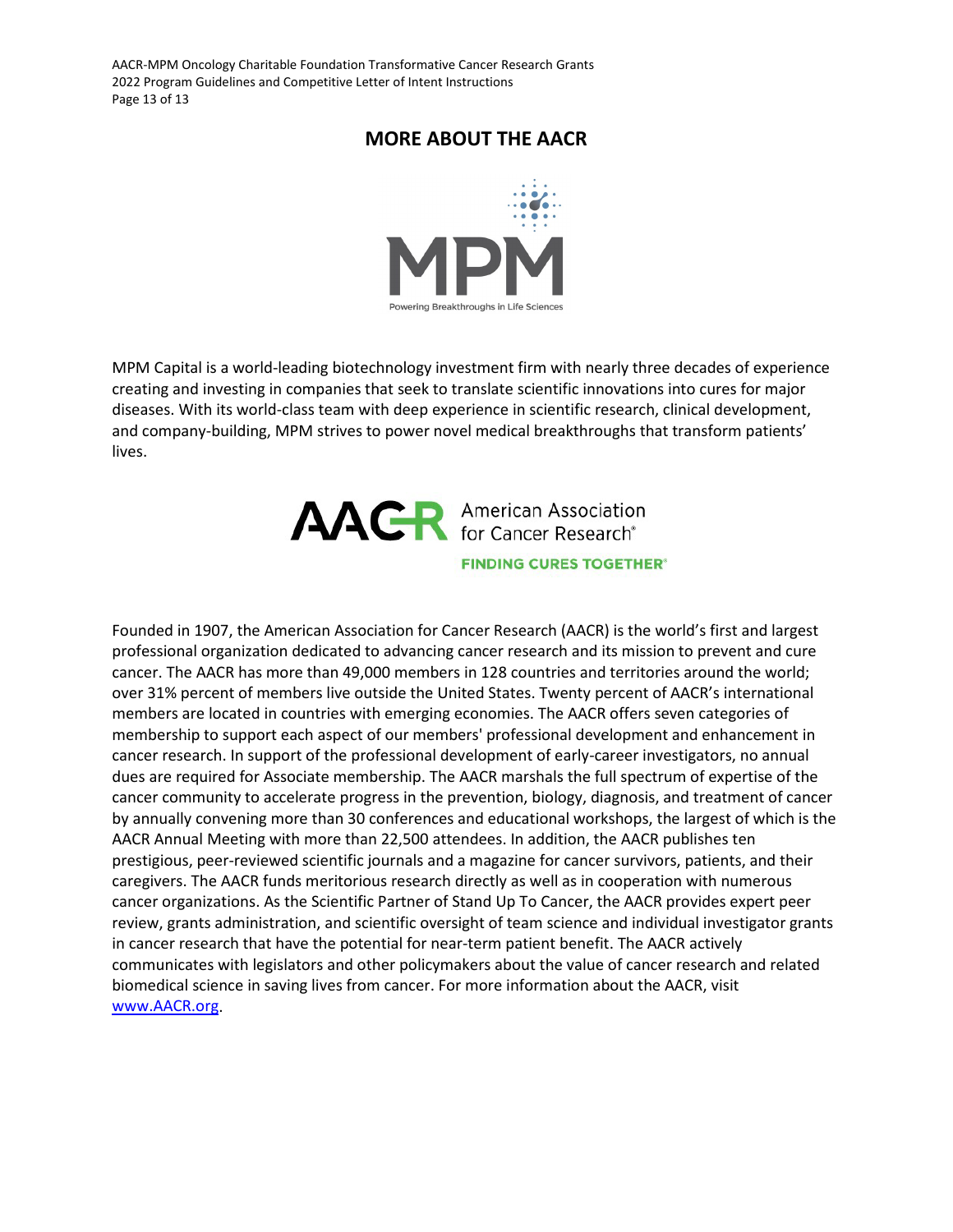## MORE ABOUT THE AACR

MPM

Powering Breakthroughs in Life Sciences

MPM Capital is a world-leading biotechnology investment firm with nearly three decades of experience creating and investing in companies that seek to translate scientific innovations into cures for major diseases. With its world-class team with deep experience in scientific research, clinical development, and company-building, MPM strives to power novel medical breakthroughs that transform patients' lives.

AACR American Association for Cancer Research®

FINDING CURES TOGETHER®

Founded in 1907, the American Association for Cancer Research (AACR) is the world's first and largest professional organization dedicated to advancing cancer research and its mission to prevent and cure cancer. The AACR has more than 49,000 members in 128 countries and territories around the world; over 31% percent of members live outside the United States. Twenty percent of AACR's international members are located in countries with emerging economies. The AACR offers seven categories of membership to support each aspect of our members' professional development and enhancement in cancer research. In support of the professional development of early-career investigators, no annual dues are required for Associate membership. The AACR marshals the full spectrum of expertise of the cancer community to accelerate progress in the prevention, biology, diagnosis, and treatment of cancer by annually convening more than 30 conferences and educational workshops, the largest of which is the AACR Annual Meeting with more than 22,500 attendees. In addition, the AACR publishes ten prestigious, peer-reviewed scientific journals and a magazine for cancer survivors, patients, and their caregivers. The AACR funds meritorious research directly as well as in cooperation with numerous cancer organizations. As the Scientific Partner of Stand Up To Cancer, the AACR provides expert peer review, grants administration, and scientific oversight of team science and individual investigator grants in cancer research that have the potential for near-term patient benefit. The AACR actively communicates with legislators and other policymakers about the value of cancer research and related biomedical science in saving lives from cancer. For more information about the AACR, visit [www.AACR.org](http://www.AACR.org).